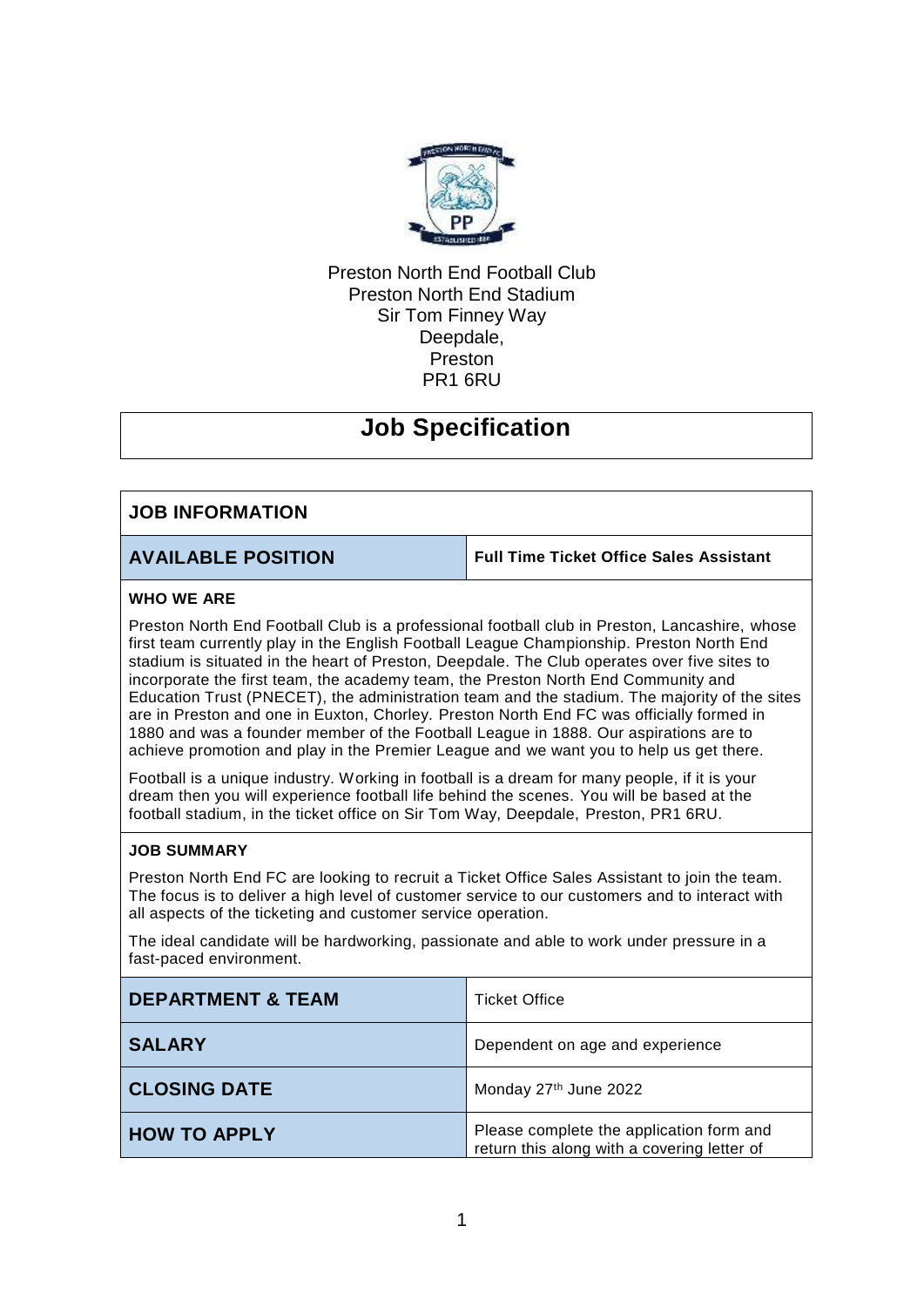Preston North End Football Club
Preston North End Stadium
Sir Tom Finney Way
Deepdale,
Preston
PR1 6RU

# Job Specification

| JOB INFORMATION | |
|---|---|
| **AVAILABLE POSITION** | **Full Time Ticket Office Sales Assistant** |

**WHO WE ARE**

Preston North End Football Club is a professional football club in Preston, Lancashire, whose first team currently play in the English Football League Championship. Preston North End stadium is situated in the heart of Preston, Deepdale. The Club operates over five sites to incorporate the first team, the academy team, the Preston North End Community and Education Trust (PNECET), the administration team and the stadium. The majority of the sites are in Preston and one in Euxton, Chorley. Preston North End FC was officially formed in 1880 and was a founder member of the Football League in 1888. Our aspirations are to achieve promotion and play in the Premier League and we want you to help us get there.

Football is a unique industry. Working in football is a dream for many people, if it is your dream then you will experience football life behind the scenes. You will be based at the football stadium, in the ticket office on Sir Tom Way, Deepdale, Preston, PR1 6RU.

**JOB SUMMARY**

Preston North End FC are looking to recruit a Ticket Office Sales Assistant to join the team. The focus is to deliver a high level of customer service to our customers and to interact with all aspects of the ticketing and customer service operation.

The ideal candidate will be hardworking, passionate and able to work under pressure in a fast-paced environment.

| | |
|---|---|
| **DEPARTMENT & TEAM** | Ticket Office |
| **SALARY** | Dependent on age and experience |
| **CLOSING DATE** | Monday 27th June 2022 |
| **HOW TO APPLY** | Please complete the application form and return this along with a covering letter of |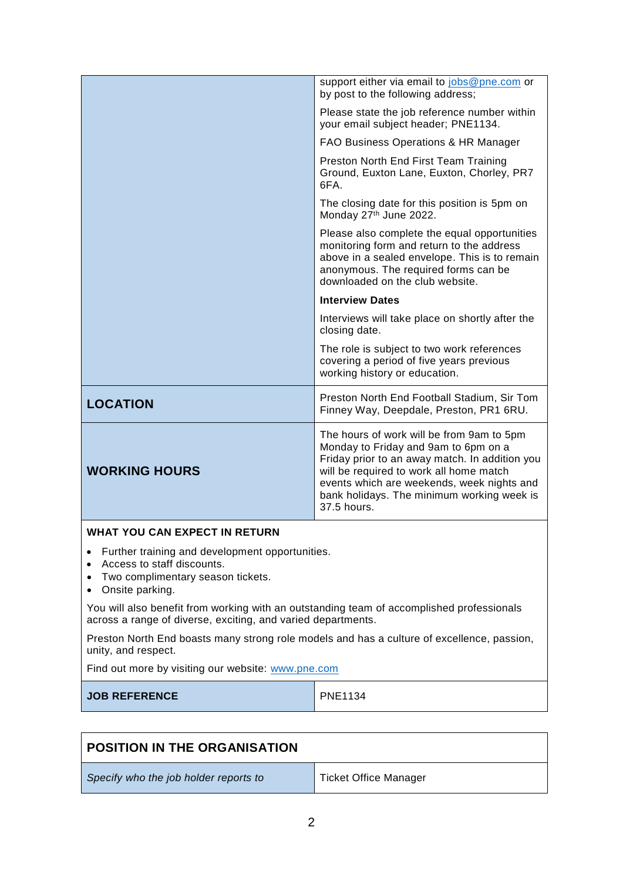| | |
|---|---|
| | support either via email to jobs@pne.com or by post to the following address;<br><br>Please state the job reference number within your email subject header; PNE1134.<br><br>FAO Business Operations & HR Manager<br><br>Preston North End First Team Training Ground, Euxton Lane, Euxton, Chorley, PR7 6FA.<br><br>The closing date for this position is 5pm on Monday 27th June 2022.<br><br>Please also complete the equal opportunities monitoring form and return to the address above in a sealed envelope. This is to remain anonymous. The required forms can be downloaded on the club website.<br><br>**Interview Dates**<br><br>Interviews will take place on shortly after the closing date.<br><br>The role is subject to two work references covering a period of five years previous working history or education. |
| **LOCATION** | Preston North End Football Stadium, Sir Tom Finney Way, Deepdale, Preston, PR1 6RU. |
| **WORKING HOURS** | The hours of work will be from 9am to 5pm Monday to Friday and 9am to 6pm on a Friday prior to an away match. In addition you will be required to work all home match events which are weekends, week nights and bank holidays. The minimum working week is 37.5 hours. |

**WHAT YOU CAN EXPECT IN RETURN**

- Further training and development opportunities.
- Access to staff discounts.
- Two complimentary season tickets.
- Onsite parking.

You will also benefit from working with an outstanding team of accomplished professionals across a range of diverse, exciting, and varied departments.

Preston North End boasts many strong role models and has a culture of excellence, passion, unity, and respect.

Find out more by visiting our website: www.pne.com

| | |
|---|---|
| **JOB REFERENCE** | PNE1134 |

| **POSITION IN THE ORGANISATION** | |
|---|---|
| *Specify who the job holder reports to* | Ticket Office Manager |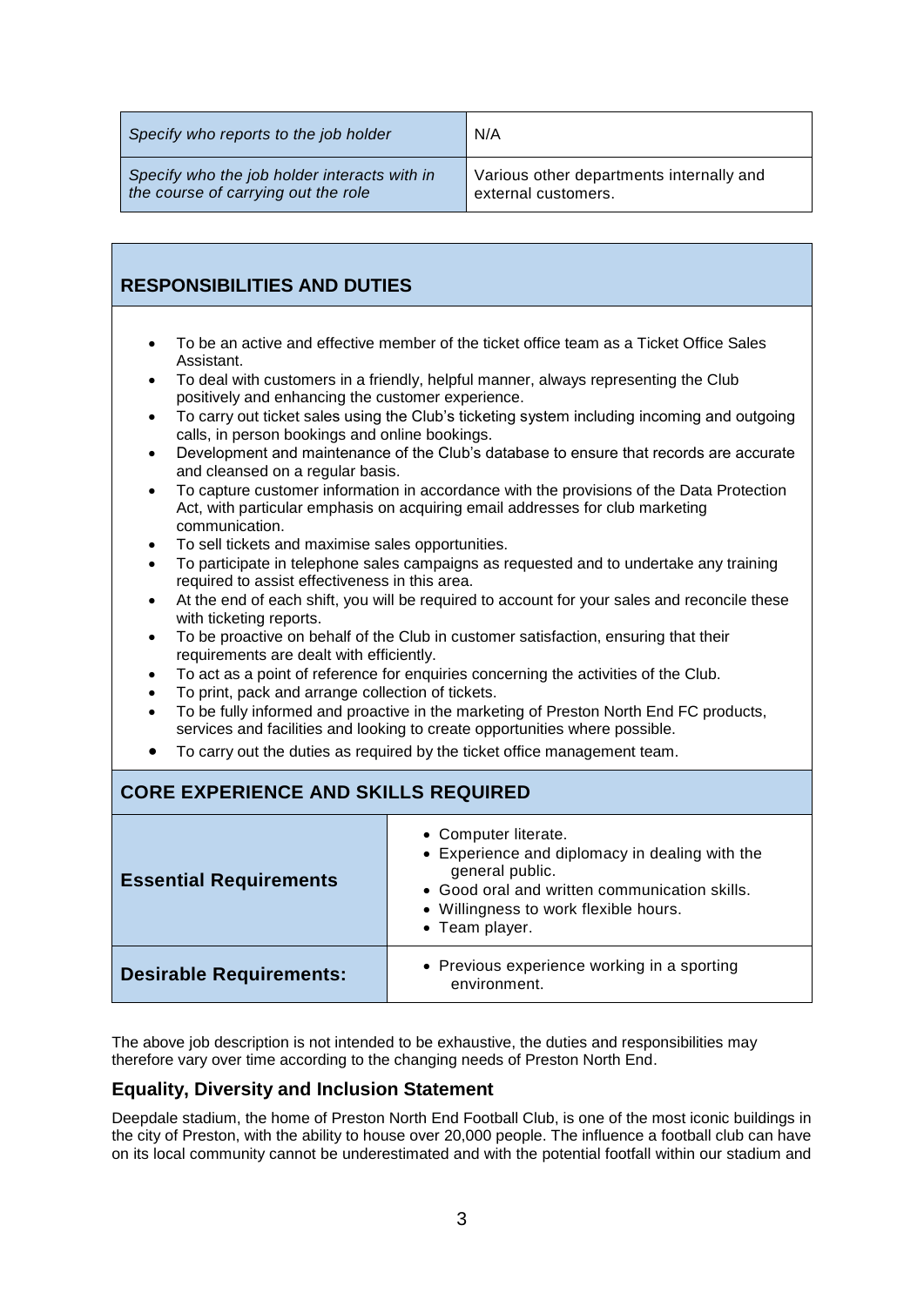| *Specify who reports to the job holder* | N/A |
| --- | --- |
| *Specify who the job holder interacts with in the course of carrying out the role* | Various other departments internally and external customers. |

## RESPONSIBILITIES AND DUTIES

- To be an active and effective member of the ticket office team as a Ticket Office Sales Assistant.
- To deal with customers in a friendly, helpful manner, always representing the Club positively and enhancing the customer experience.
- To carry out ticket sales using the Club's ticketing system including incoming and outgoing calls, in person bookings and online bookings.
- Development and maintenance of the Club's database to ensure that records are accurate and cleansed on a regular basis.
- To capture customer information in accordance with the provisions of the Data Protection Act, with particular emphasis on acquiring email addresses for club marketing communication.
- To sell tickets and maximise sales opportunities.
- To participate in telephone sales campaigns as requested and to undertake any training required to assist effectiveness in this area.
- At the end of each shift, you will be required to account for your sales and reconcile these with ticketing reports.
- To be proactive on behalf of the Club in customer satisfaction, ensuring that their requirements are dealt with efficiently.
- To act as a point of reference for enquiries concerning the activities of the Club.
- To print, pack and arrange collection of tickets.
- To be fully informed and proactive in the marketing of Preston North End FC products, services and facilities and looking to create opportunities where possible.
- To carry out the duties as required by the ticket office management team.

## CORE EXPERIENCE AND SKILLS REQUIRED

| | |
| --- | --- |
| **Essential Requirements** | • Computer literate.<br>• Experience and diplomacy in dealing with the general public.<br>• Good oral and written communication skills.<br>• Willingness to work flexible hours.<br>• Team player. |
| **Desirable Requirements:** | • Previous experience working in a sporting environment. |

The above job description is not intended to be exhaustive, the duties and responsibilities may therefore vary over time according to the changing needs of Preston North End.

### Equality, Diversity and Inclusion Statement

Deepdale stadium, the home of Preston North End Football Club, is one of the most iconic buildings in the city of Preston, with the ability to house over 20,000 people. The influence a football club can have on its local community cannot be underestimated and with the potential footfall within our stadium and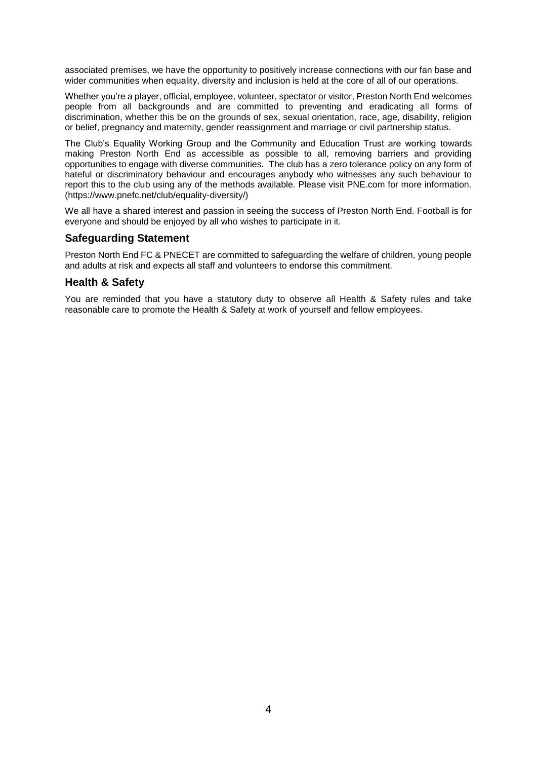associated premises, we have the opportunity to positively increase connections with our fan base and wider communities when equality, diversity and inclusion is held at the core of all of our operations.

Whether you're a player, official, employee, volunteer, spectator or visitor, Preston North End welcomes people from all backgrounds and are committed to preventing and eradicating all forms of discrimination, whether this be on the grounds of sex, sexual orientation, race, age, disability, religion or belief, pregnancy and maternity, gender reassignment and marriage or civil partnership status.

The Club's Equality Working Group and the Community and Education Trust are working towards making Preston North End as accessible as possible to all, removing barriers and providing opportunities to engage with diverse communities. The club has a zero tolerance policy on any form of hateful or discriminatory behaviour and encourages anybody who witnesses any such behaviour to report this to the club using any of the methods available. Please visit PNE.com for more information. (https://www.pnefc.net/club/equality-diversity/)

We all have a shared interest and passion in seeing the success of Preston North End. Football is for everyone and should be enjoyed by all who wishes to participate in it.

## Safeguarding Statement

Preston North End FC & PNECET are committed to safeguarding the welfare of children, young people and adults at risk and expects all staff and volunteers to endorse this commitment.

## Health & Safety

You are reminded that you have a statutory duty to observe all Health & Safety rules and take reasonable care to promote the Health & Safety at work of yourself and fellow employees.